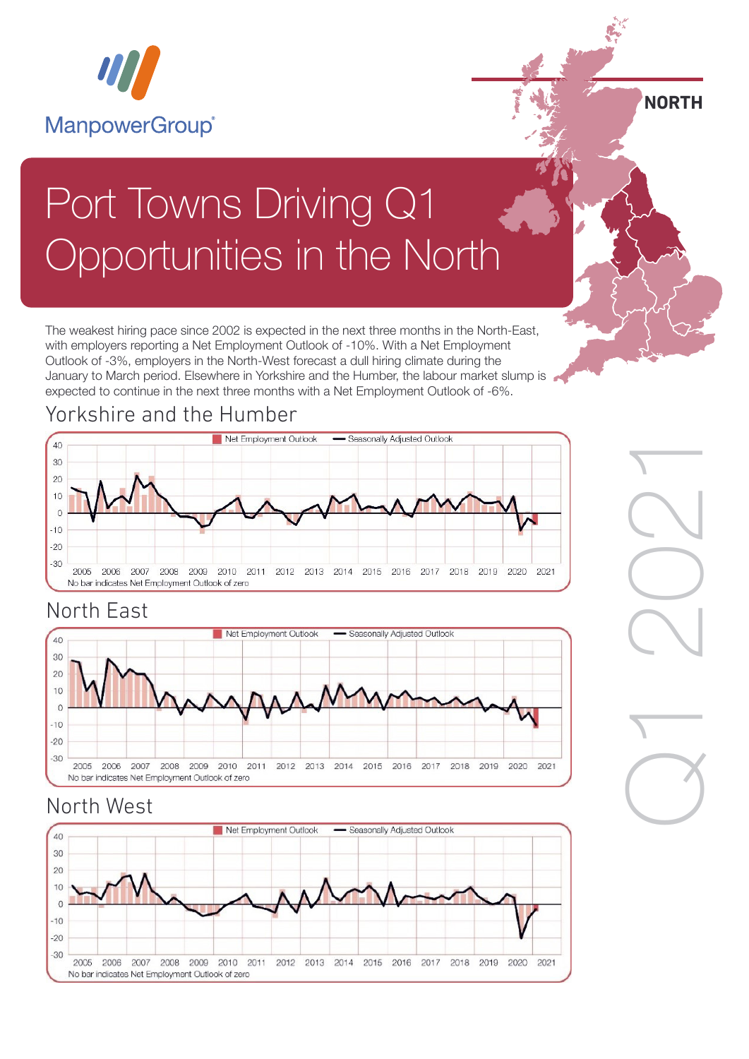ManpowerGroup

NORTH

# Port Towns Driving Q1 Opportunities in the North

Q1 2021

The weakest hiring pace since 2002 is expected in the next three months in the North-East, with employers reporting a Net Employment Outlook of -10%. With a Net Employment Outlook of -3%, employers in the North-West forecast a dull hiring climate during the January to March period. Elsewhere in Yorkshire and the Humber, the labour market slump is expected to continue in the next three months with a Net Employment Outlook of -6%.

## Yorkshire and the Humber

Net Employment Outlook
Seasonally Adjusted Outlook

40
30
20
10
0
-10
-20
-30

2005 2006 2007 2008 2009 2010 2011 2012 2013 2014 2015 2016 2017 2018 2019 2020 2021

No bar indicates Net Employment Outlook of zero

## North East

Net Employment Outlook
Seasonally Adjusted Outlook

40
30
20
10
0
-10
-20
-30

2005 2006 2007 2008 2009 2010 2011 2012 2013 2014 2015 2016 2017 2018 2019 2020 2021

No bar indicates Net Employment Outlook of zero

## North West

Net Employment Outlook
Seasonally Adjusted Outlook

40
30
20
10
0
-10
-20
-30

2005 2006 2007 2008 2009 2010 2011 2012 2013 2014 2015 2016 2017 2018 2019 2020 2021

No bar indicates Net Employment Outlook of zero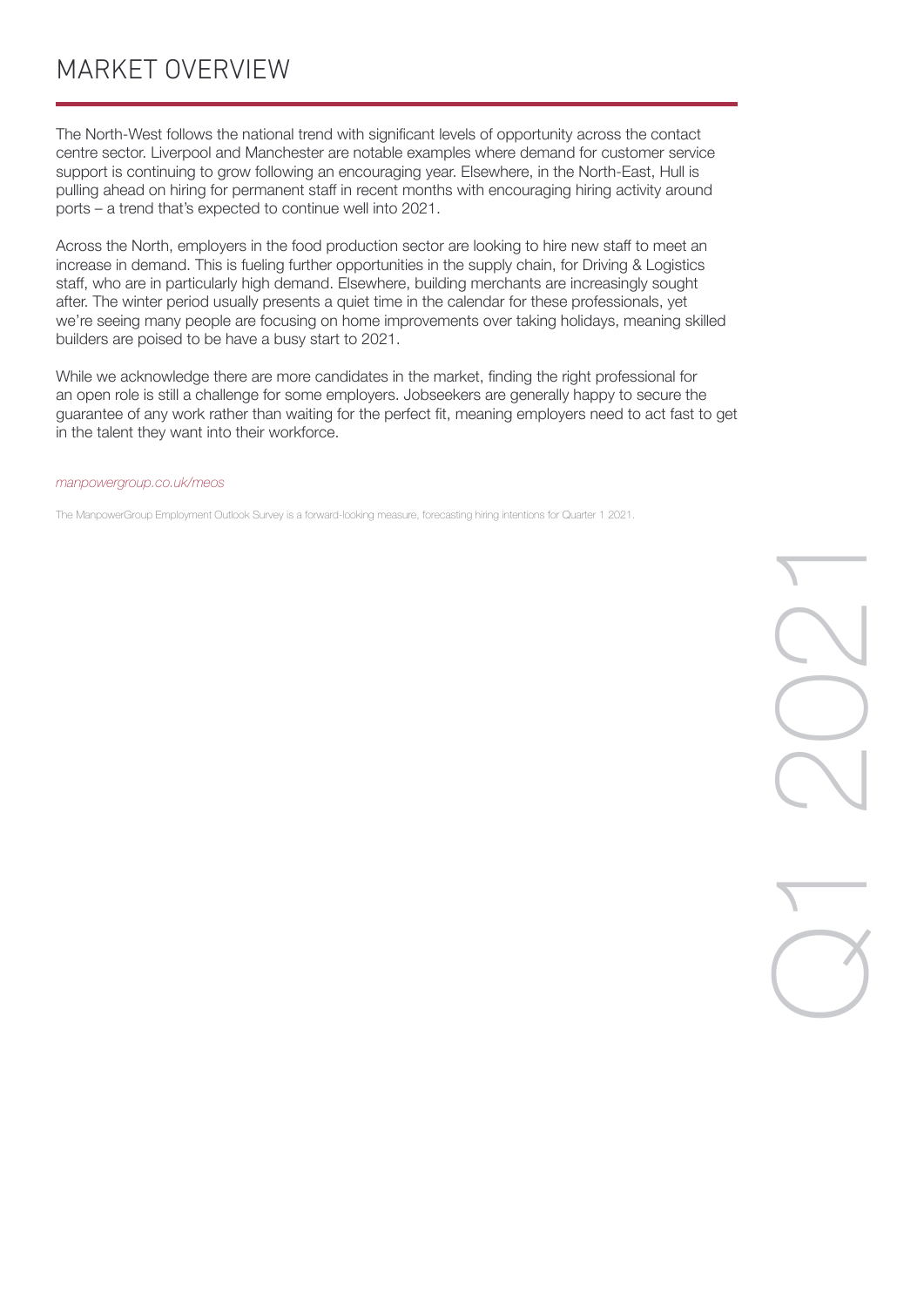# MARKET OVERVIEW

The North-West follows the national trend with significant levels of opportunity across the contact centre sector. Liverpool and Manchester are notable examples where demand for customer service support is continuing to grow following an encouraging year. Elsewhere, in the North-East, Hull is pulling ahead on hiring for permanent staff in recent months with encouraging hiring activity around ports – a trend that's expected to continue well into 2021.

Across the North, employers in the food production sector are looking to hire new staff to meet an increase in demand. This is fueling further opportunities in the supply chain, for Driving & Logistics staff, who are in particularly high demand. Elsewhere, building merchants are increasingly sought after. The winter period usually presents a quiet time in the calendar for these professionals, yet we're seeing many people are focusing on home improvements over taking holidays, meaning skilled builders are poised to be have a busy start to 2021.

While we acknowledge there are more candidates in the market, finding the right professional for an open role is still a challenge for some employers. Jobseekers are generally happy to secure the guarantee of any work rather than waiting for the perfect fit, meaning employers need to act fast to get in the talent they want into their workforce.

*manpowergroup.co.uk/meos*

The ManpowerGroup Employment Outlook Survey is a forward-looking measure, forecasting hiring intentions for Quarter 1 2021.

Q1 2021